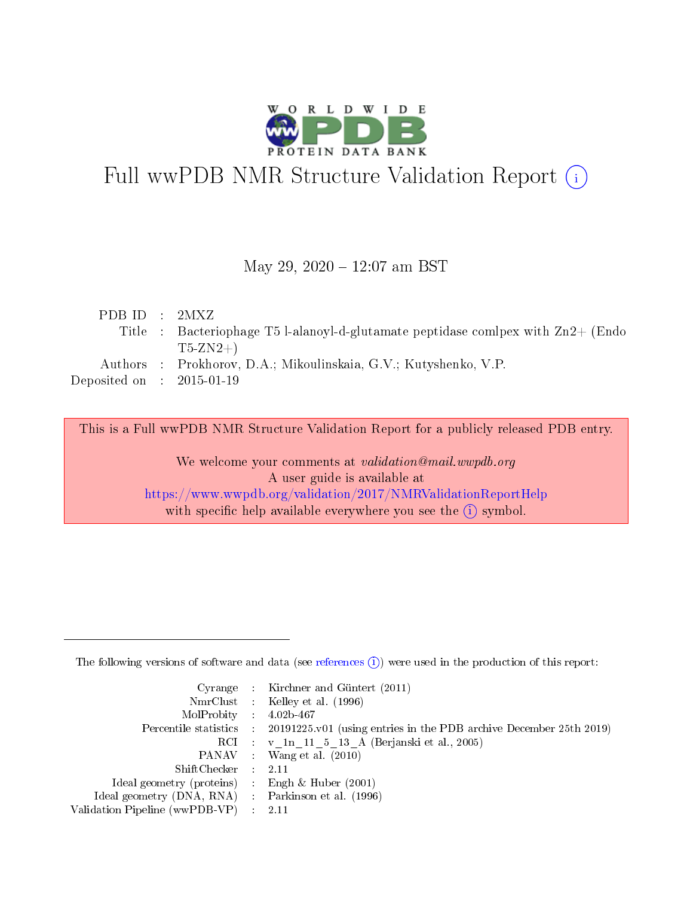# Full wwPDB NMR Structure Validation Report (i)

May 29, 2020 – 12:07 am BST

| | | |
|---|---|---|
| PDB ID | : | 2MXZ |
| Title | : | Bacteriophage T5 l-alanoyl-d-glutamate peptidase comlpex with Zn2+ (Endo T5-ZN2+) |
| Authors | : | Prokhorov, D.A.; Mikoulinskaia, G.V.; Kutyshenko, V.P. |
| Deposited on | : | 2015-01-19 |

This is a Full wwPDB NMR Structure Validation Report for a publicly released PDB entry.

We welcome your comments at *validation@mail.wwpdb.org*
A user guide is available at
https://www.wwpdb.org/validation/2017/NMRValidationReportHelp
with specific help available everywhere you see the (i) symbol.

The following versions of software and data (see references (i)) were used in the production of this report:

| | | |
|---|---|---|
| Cyrange | : | Kirchner and Güntert (2011) |
| NmrClust | : | Kelley et al. (1996) |
| MolProbity | : | 4.02b-467 |
| Percentile statistics | : | 20191225.v01 (using entries in the PDB archive December 25th 2019) |
| RCI | : | v_1n_11_5_13_A (Berjanski et al., 2005) |
| PANAV | : | Wang et al. (2010) |
| ShiftChecker | : | 2.11 |
| Ideal geometry (proteins) | : | Engh & Huber (2001) |
| Ideal geometry (DNA, RNA) | : | Parkinson et al. (1996) |
| Validation Pipeline (wwPDB-VP) | : | 2.11 |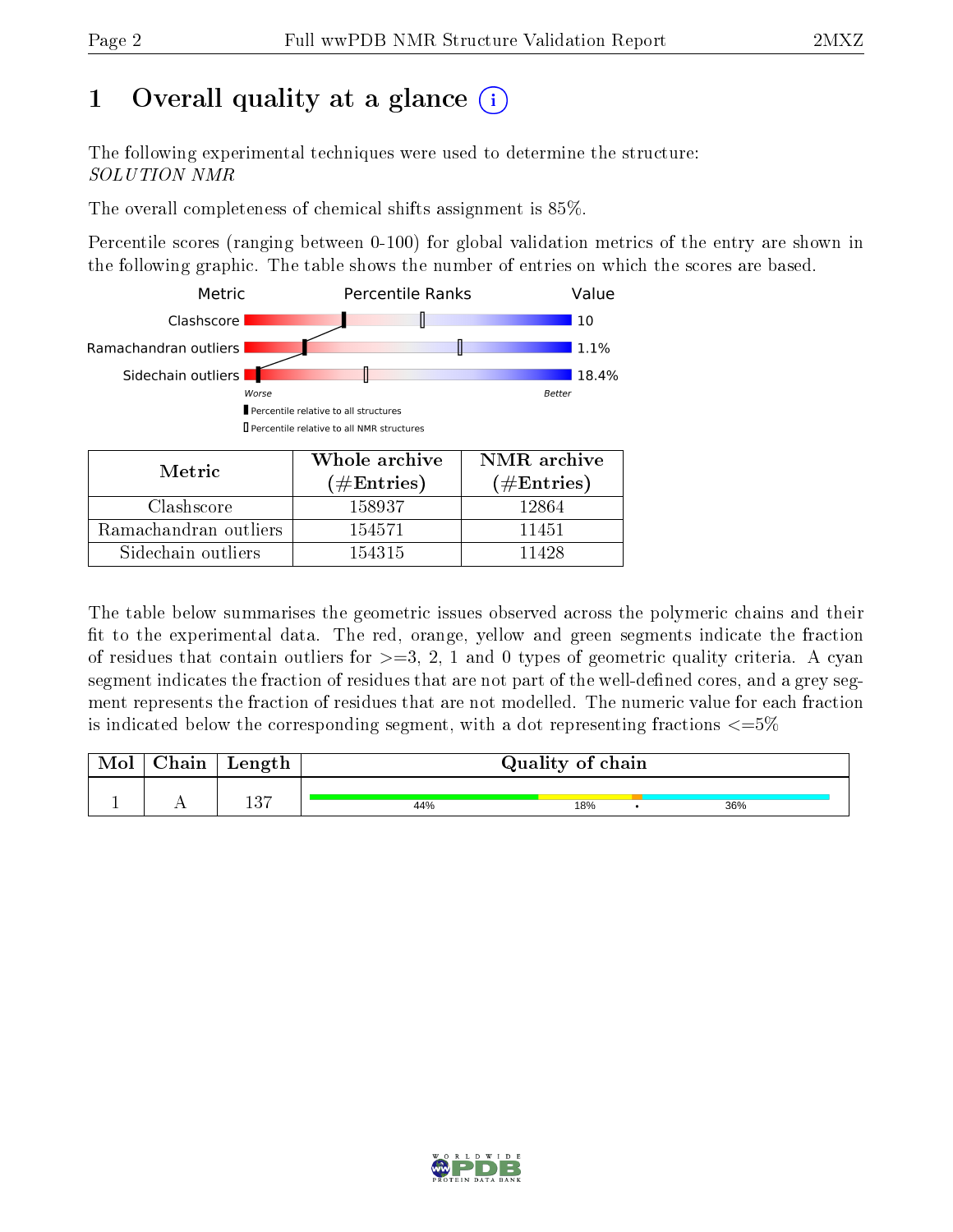# 1 Overall quality at a glance

The following experimental techniques were used to determine the structure:
*SOLUTION NMR*

The overall completeness of chemical shifts assignment is 85%.

Percentile scores (ranging between 0-100) for global validation metrics of the entry are shown in the following graphic. The table shows the number of entries on which the scores are based.

| Metric | Value |
|---|---|
| Clashscore | 10 |
| Ramachandran outliers | 1.1% |
| Sidechain outliers | 18.4% |

Worse — Better

▮ Percentile relative to all structures

▯ Percentile relative to all NMR structures

| Metric | Whole archive (#Entries) | NMR archive (#Entries) |
|---|---|---|
| Clashscore | 158937 | 12864 |
| Ramachandran outliers | 154571 | 11451 |
| Sidechain outliers | 154315 | 11428 |

The table below summarises the geometric issues observed across the polymeric chains and their fit to the experimental data. The red, orange, yellow and green segments indicate the fraction of residues that contain outliers for >=3, 2, 1 and 0 types of geometric quality criteria. A cyan segment indicates the fraction of residues that are not part of the well-defined cores, and a grey segment represents the fraction of residues that are not modelled. The numeric value for each fraction is indicated below the corresponding segment, with a dot representing fractions <=5%

| Mol | Chain | Length | Quality of chain |
|---|---|---|---|
| 1 | A | 137 | 44% (green), 18% (yellow), • (orange), 36% (cyan) |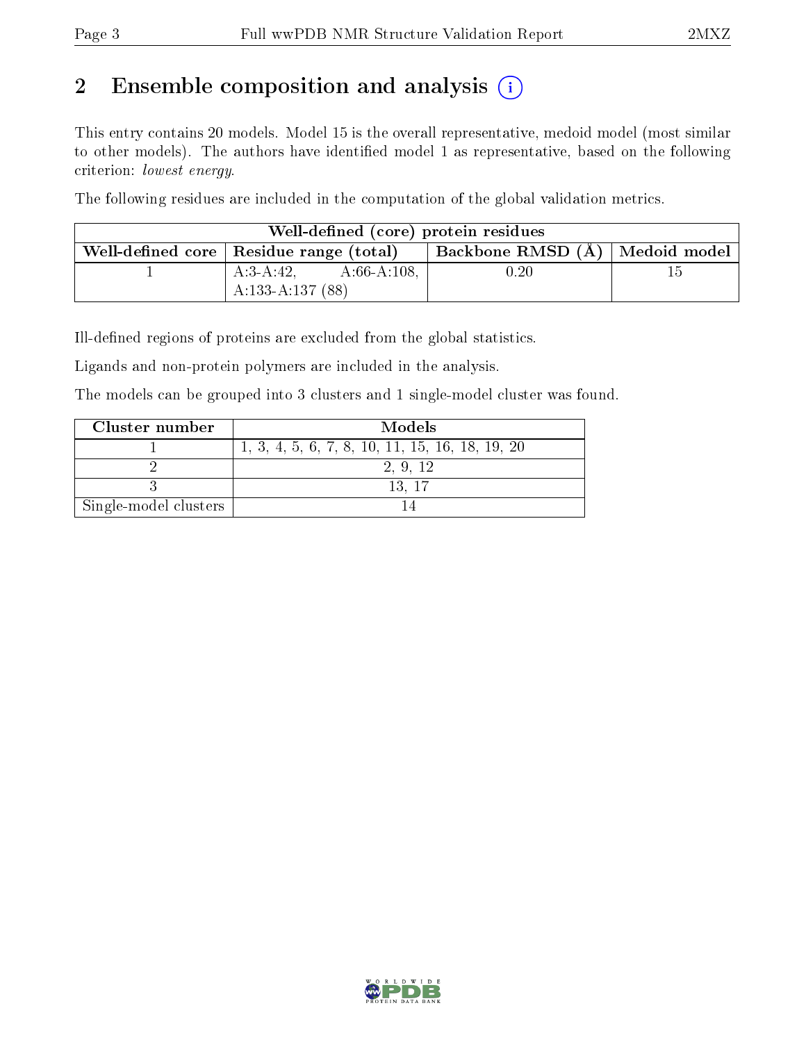# 2 Ensemble composition and analysis (i)

This entry contains 20 models. Model 15 is the overall representative, medoid model (most similar to other models). The authors have identified model 1 as representative, based on the following criterion: *lowest energy*.

The following residues are included in the computation of the global validation metrics.

| Well-defined (core) protein residues | | | |
|---|---|---|---|
| Well-defined core | Residue range (total) | Backbone RMSD (Å) | Medoid model |
| 1 | A:3-A:42, A:66-A:108, A:133-A:137 (88) | 0.20 | 15 |

Ill-defined regions of proteins are excluded from the global statistics.

Ligands and non-protein polymers are included in the analysis.

The models can be grouped into 3 clusters and 1 single-model cluster was found.

| Cluster number | Models |
|---|---|
| 1 | 1, 3, 4, 5, 6, 7, 8, 10, 11, 15, 16, 18, 19, 20 |
| 2 | 2, 9, 12 |
| 3 | 13, 17 |
| Single-model clusters | 14 |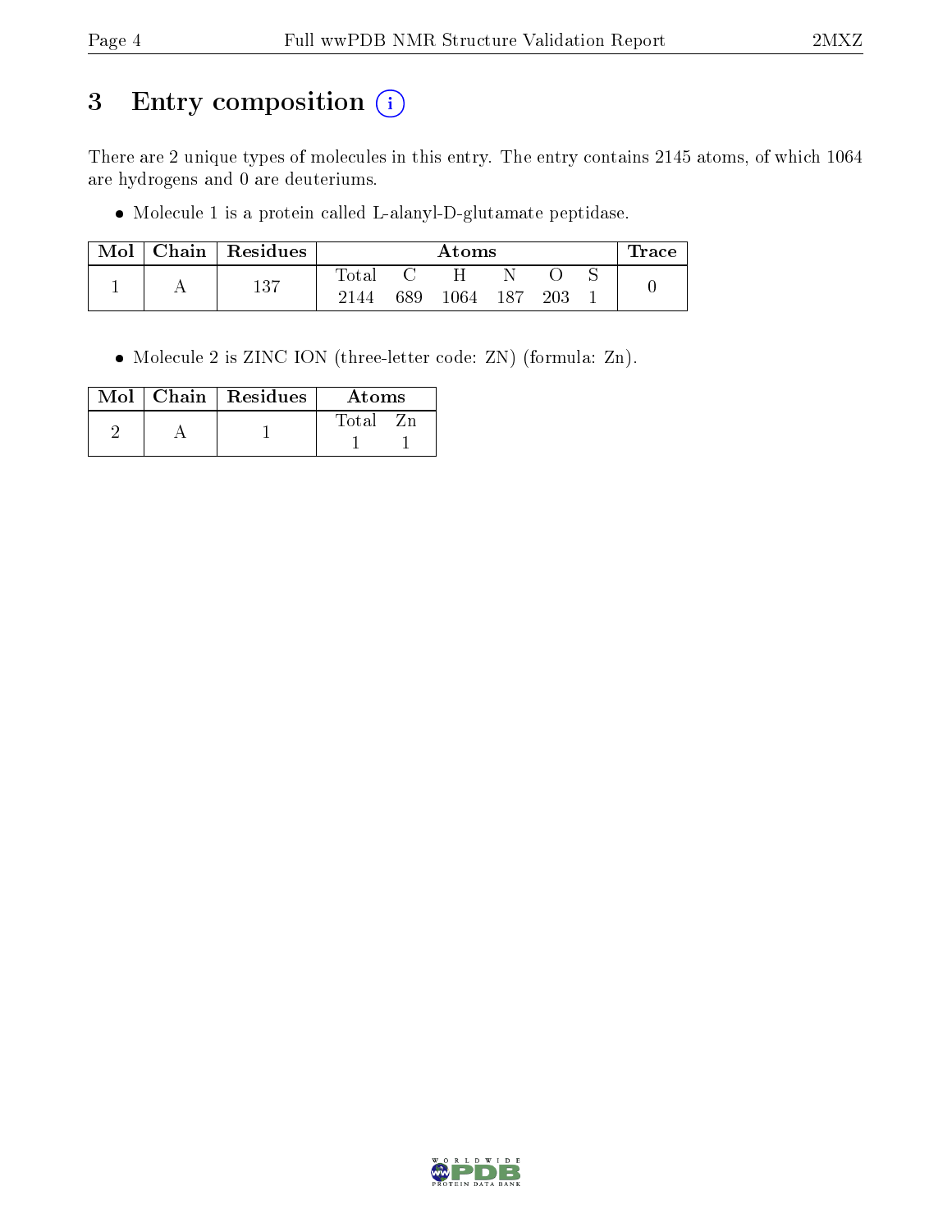# 3 Entry composition (i)

There are 2 unique types of molecules in this entry. The entry contains 2145 atoms, of which 1064 are hydrogens and 0 are deuteriums.

- Molecule 1 is a protein called L-alanyl-D-glutamate peptidase.

| Mol | Chain | Residues | Atoms | | | | | | Trace |
|---|---|---|---|---|---|---|---|---|---|
| | | | Total | C | H | N | O | S | |
| 1 | A | 137 | 2144 | 689 | 1064 | 187 | 203 | 1 | 0 |

- Molecule 2 is ZINC ION (three-letter code: ZN) (formula: Zn).

| Mol | Chain | Residues | Atoms | |
|---|---|---|---|---|
| | | | Total | Zn |
| 2 | A | 1 | 1 | 1 |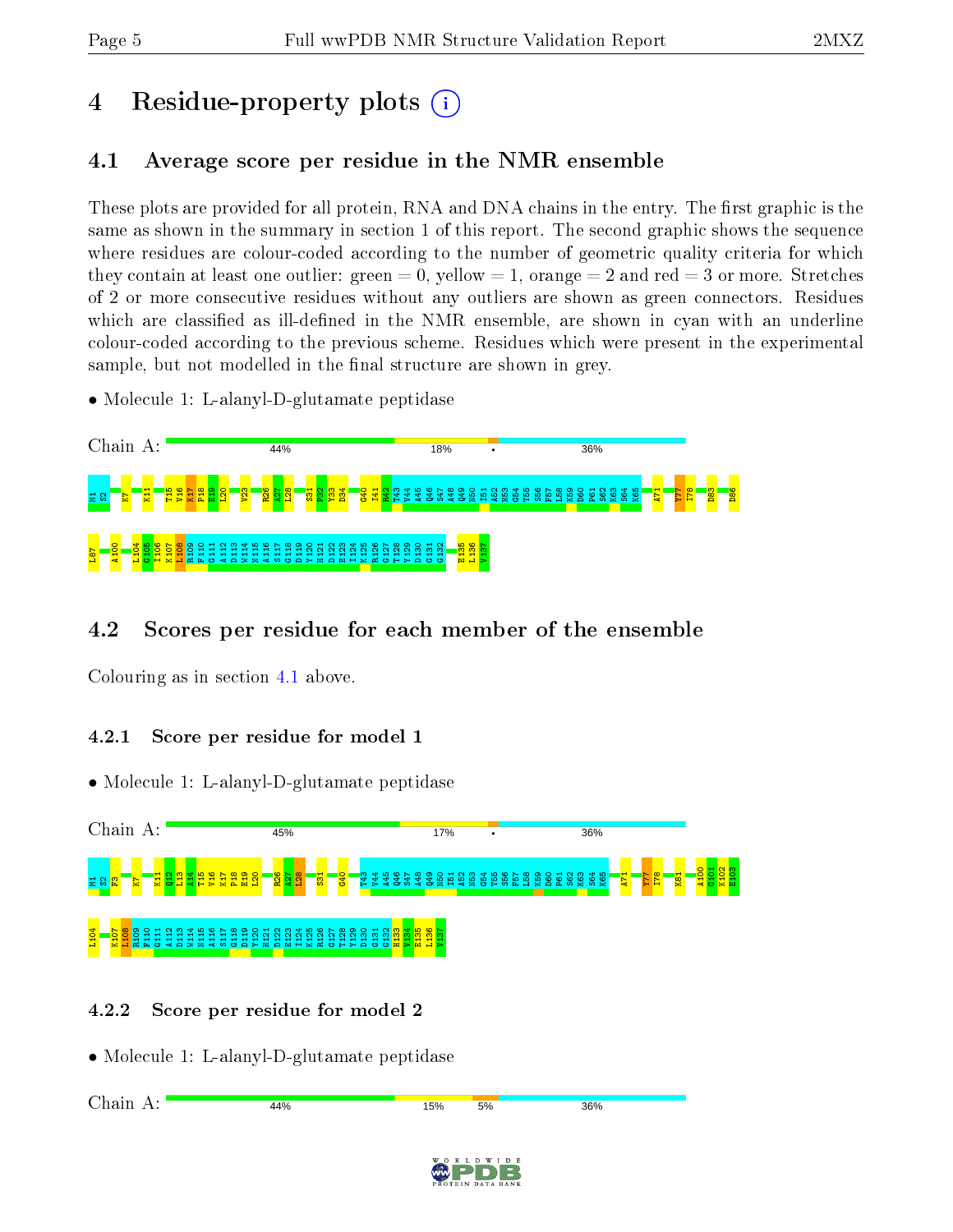# 4 Residue-property plots

## 4.1 Average score per residue in the NMR ensemble

These plots are provided for all protein, RNA and DNA chains in the entry. The first graphic is the same as shown in the summary in section 1 of this report. The second graphic shows the sequence where residues are colour-coded according to the number of geometric quality criteria for which they contain at least one outlier: green = 0, yellow = 1, orange = 2 and red = 3 or more. Stretches of 2 or more consecutive residues without any outliers are shown as green connectors. Residues which are classified as ill-defined in the NMR ensemble, are shown in cyan with an underline colour-coded according to the previous scheme. Residues which were present in the experimental sample, but not modelled in the final structure are shown in grey.

- Molecule 1: L-alanyl-D-glutamate peptidase

Chain A: 44% 18% • 36%

M1 S2 K7 K11 T15 V16 K17 P18 E19 L20 V23 R26 K27 L28 S31 P32 Y33 D34 G40 I41 R42 T43 V44 A45 Q46 S47 A48 Q49 N50 I51 A52 N53 G54 T55 S56 F57 L58 K59 D60 P61 S62 K63 S64 K65 A71 Y77 I78 D83 D86 L87 A100 L104 G105 I106 K107 L108 R109 F110 G111 A112 D113 W114 N115 A116 S117 G118 D119 Y120 H121 D122 E123 I124 K125 R126 G127 T128 Y129 D130 G131 G132 E135 L136 V137

## 4.2 Scores per residue for each member of the ensemble

Colouring as in section 4.1 above.

### 4.2.1 Score per residue for model 1

- Molecule 1: L-alanyl-D-glutamate peptidase

Chain A: 45% 17% • 36%

M1 S2 F3 K7 K11 Q12 L13 A14 T15 V16 K17 P18 E19 L20 R26 K27 L28 S31 G40 T43 V44 A45 Q46 S47 A48 Q49 N50 I51 A52 N53 G54 T55 S56 F57 L58 K59 D60 P61 S62 K63 S64 K65 A71 Y77 I78 K81 A100 G101 K102 E103 L104 K107 L108 R109 F110 G111 A112 D113 W114 N115 A116 S117 G118 D119 Y120 H121 D122 E123 I124 K125 R126 G127 T128 Y129 D130 G131 G132 H133 V134 E135 L136 V137

### 4.2.2 Score per residue for model 2

- Molecule 1: L-alanyl-D-glutamate peptidase

Chain A: 44% 15% 5% 36%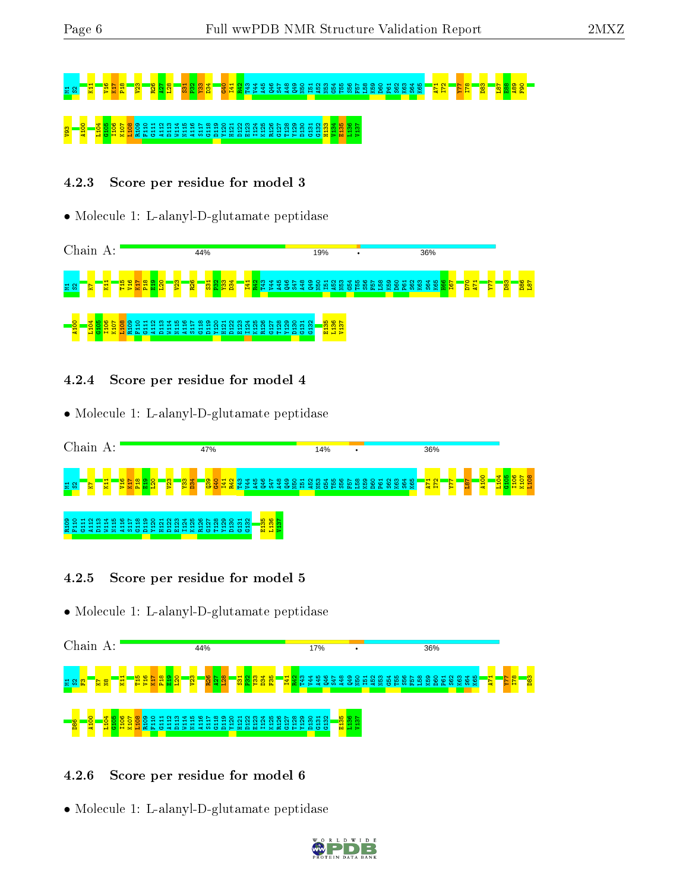M1 S2 K11 V16 K17 P18 V23 R26 A27 L28 S31 P32 Y33 D34 G40 I41 R42 T43 V44 A45 Q46 S47 A48 Q49 N50 I51 A52 N53 G54 T55 S56 F57 L58 K59 D60 P61 S62 K63 S64 K65 A71 I72 Y77 I78 D83 L87 E88 A89 F90

V93 A100 L104 G105 I106 K107 L108 R109 F110 G111 A112 D113 W114 N115 A116 S117 G118 D119 Y120 H121 D122 E123 I124 K125 R126 G127 T128 Y129 D130 G131 G132 H133 V134 E135 L136 V137

### 4.2.3 Score per residue for model 3

- Molecule 1: L-alanyl-D-glutamate peptidase

Chain A: 44% 19% • 36%

M1 S2 K7 K11 T15 V16 K17 P18 E19 L20 V23 R26 S31 P32 Y33 D34 I41 R42 T43 V44 A45 Q46 S47 A48 Q49 N50 I51 A52 N53 G54 T55 S56 F57 L58 K59 D60 P61 S62 K63 S64 K65 H66 I67 D70 A71 Y77 D83 D86 L87

A100 L104 G105 I106 K107 L108 R109 F110 G111 A112 D113 W114 N115 A116 S117 G118 D119 Y120 H121 D122 E123 I124 K125 R126 G127 T128 Y129 D130 G131 G132 E135 L136 V137

### 4.2.4 Score per residue for model 4

- Molecule 1: L-alanyl-D-glutamate peptidase

Chain A: 47% 14% • 36%

M1 S2 K7 K11 V16 K17 P18 E19 L20 V23 Y33 D34 Q39 G40 I41 R42 T43 V44 A45 Q46 S47 A48 Q49 N50 I51 A52 N53 G54 T55 S56 F57 L58 K59 D60 P61 S62 K63 S64 K65 A71 I72 Y77 L87 A100 L104 G105 I106 K107 L108

R109 F110 G111 A112 D113 W114 N115 A116 S117 G118 D119 Y120 H121 D122 E123 I124 K125 R126 G127 T128 Y129 D130 G131 G132 E135 L136 V137

### 4.2.5 Score per residue for model 5

- Molecule 1: L-alanyl-D-glutamate peptidase

Chain A: 44% 17% • 36%

M1 S2 F3 K7 N8 K11 T15 V16 K17 P18 E19 L20 V23 R26 A27 L28 S31 P32 Y33 D34 F35 I41 R42 T43 V44 A45 Q46 S47 A48 Q49 N50 I51 A52 N53 G54 T55 S56 F57 L58 K59 D60 P61 S62 K63 S64 K65 A71 Y77 I78 D83

D86 A100 L104 G105 I106 K107 L108 R109 F110 G111 A112 D113 W114 N115 A116 S117 G118 D119 Y120 H121 D122 E123 I124 K125 R126 G127 T128 Y129 D130 G131 G132 E135 L136 V137

### 4.2.6 Score per residue for model 6

- Molecule 1: L-alanyl-D-glutamate peptidase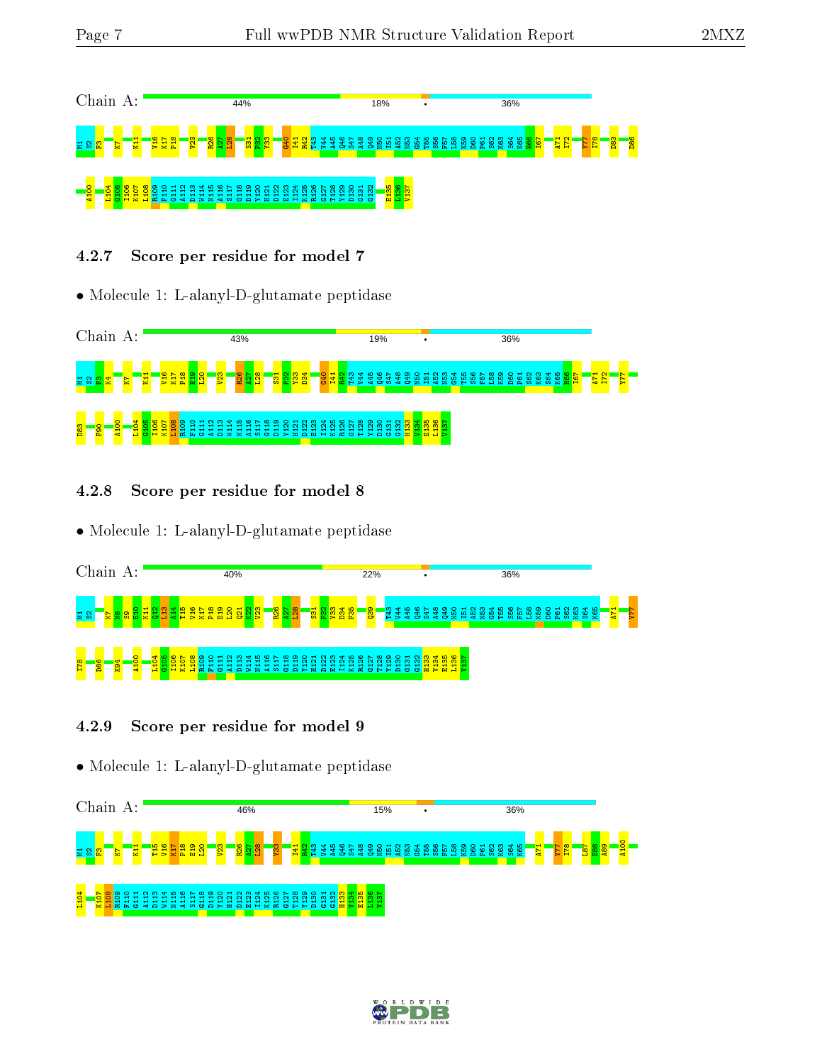Chain A: 44% 18% • 36%

M1 S2 F3 K7 K11 V16 K17 P18 V23 R26 A27 L28 S31 P32 Y33 G40 I41 R42 T43 V44 A45 Q46 S47 A48 Q49 N50 I51 A52 N53 G54 T55 S56 F57 L58 K59 D60 P61 S62 K63 S64 K65 H66 I67 A71 I72 Y77 I78 D83 D86

A100 L104 G105 I106 K107 L108 R109 F110 G111 A112 D113 W114 N115 A116 S117 G118 D119 Y120 H121 D122 E123 I124 K125 R126 G127 T128 Y129 D130 G131 G132 E135 L136 V137

### 4.2.7 Score per residue for model 7

- Molecule 1: L-alanyl-D-glutamate peptidase

Chain A: 43% 19% • 36%

M1 S2 F3 K4 K7 K11 V16 K17 P18 E19 L20 V23 R26 A27 L28 S31 P32 Y33 D34 G40 I41 R42 T43 V44 A45 Q46 S47 A48 Q49 N50 I51 A52 N53 G54 T55 S56 F57 L58 K59 D60 P61 S62 K63 S64 K65 H66 I67 A71 I72 Y77

D83 F90 A100 L104 G105 I106 K107 L108 R109 F110 G111 A112 D113 W114 N115 A116 S117 G118 D119 Y120 H121 D122 E123 I124 K125 R126 G127 T128 Y129 D130 G131 G132 H133 V134 E135 L136 V137

### 4.2.8 Score per residue for model 8

- Molecule 1: L-alanyl-D-glutamate peptidase

Chain A: 40% 22% • 36%

M1 S2 K7 N8 S9 E10 K11 Q12 L13 A14 T15 V16 K17 P18 E19 L20 Q21 K22 V23 R26 A27 L28 S31 P32 Y33 D34 F35 Q39 T43 V44 A45 Q46 S47 A48 Q49 N50 I51 A52 N53 G54 T55 S56 F57 L58 K59 D60 P61 S62 K63 S64 K65 A71 Y77

I78 D86 K94 A100 L104 G105 I106 K107 L108 R109 F110 G111 A112 D113 W114 N115 A116 S117 G118 D119 Y120 H121 D122 E123 I124 K125 R126 G127 T128 Y129 D130 G131 G132 H133 V134 E135 L136 V137

### 4.2.9 Score per residue for model 9

- Molecule 1: L-alanyl-D-glutamate peptidase

Chain A: 46% 15% • 36%

M1 S2 F3 K7 K11 T15 V16 K17 P18 E19 L20 V23 R26 A27 L28 V33 I41 R42 T43 V44 A45 Q46 S47 A48 Q49 N50 I51 A52 N53 G54 T55 S56 F57 L58 K59 D60 P61 S62 K63 S64 K65 A71 Y77 I78 L87 E88 A89 A100

L104 K107 L108 R109 F110 G111 A112 D113 W114 N115 A116 S117 G118 D119 Y120 H121 D122 E123 I124 K125 R126 G127 T128 Y129 D130 G131 G132 H133 V134 E135 L136 V137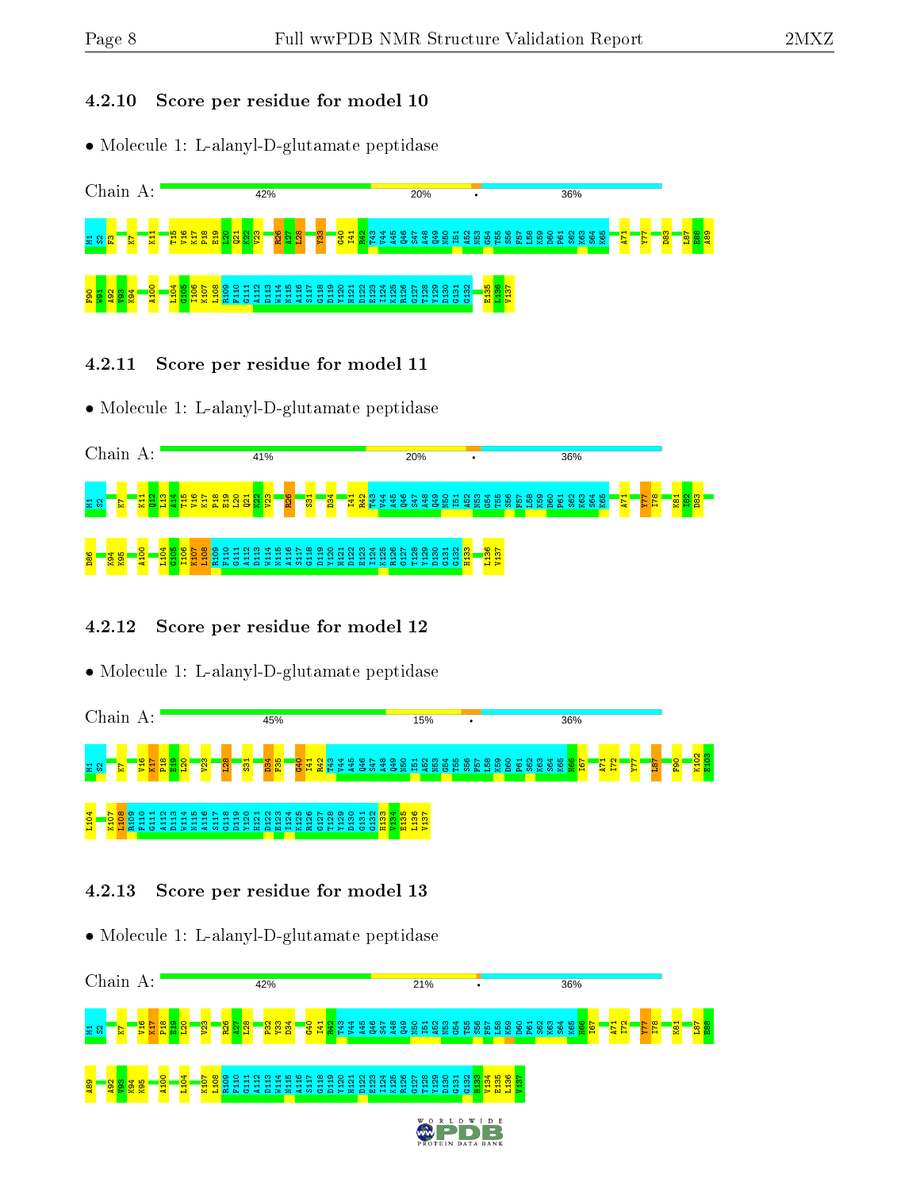### 4.2.10 Score per residue for model 10

- Molecule 1: L-alanyl-D-glutamate peptidase

Chain A: 42% 20% • 36%

M1 S2 F3 K7 K11 T15 V16 K17 P18 E19 L20 Q21 K22 V23 R26 A27 L28 Y33 G40 I41 R42 T43 V44 A45 Q46 S47 A48 Q49 N50 I51 A52 N53 G54 T55 S56 F57 L58 K59 D60 P61 S62 K63 S64 K65 A71 Y77 D83 L87 E88 A89 F90 N91 A92 V93 K94 A100 L104 G105 I106 K107 L108 R109 F110 G111 A112 D113 W114 N115 A116 S117 G118 D119 Y120 H121 D122 E123 I124 K125 R126 G127 T128 Y129 D130 G131 G132 E135 L136 V137

### 4.2.11 Score per residue for model 11

- Molecule 1: L-alanyl-D-glutamate peptidase

Chain A: 41% 20% • 36%

M1 S2 K7 K11 Q12 L13 A14 T15 V16 K17 P18 E19 L20 Q21 K22 V23 R26 S31 D34 I41 R42 T43 V44 A45 Q46 S47 A48 Q49 N50 I51 A52 N53 G54 T55 S56 F57 L58 K59 D60 P61 S62 K63 S64 K65 A71 Y77 I78 K81 Y82 D83 D86 K94 K95 A100 L104 G105 I106 K107 L108 R109 F110 G111 A112 D113 W114 N115 A116 S117 G118 D119 Y120 H121 D122 E123 I124 K125 R126 G127 T128 Y129 D130 G131 G132 H133 L136 V137

### 4.2.12 Score per residue for model 12

- Molecule 1: L-alanyl-D-glutamate peptidase

Chain A: 45% 15% • 36%

M1 S2 K7 V16 K17 P18 E19 L20 V23 L28 S31 D34 F35 G40 I41 R42 T43 V44 A45 Q46 S47 A48 Q49 N50 I51 A52 N53 G54 T55 S56 F57 L58 K59 D60 P61 S62 K63 S64 K65 H66 I67 A71 I72 Y77 L87 F90 K102 E103 L104 K107 L108 R109 F110 G111 A112 D113 W114 N115 A116 S117 G118 D119 Y120 H121 D122 E123 I124 K125 R126 G127 T128 Y129 D130 G131 G132 H133 V134 E135 L136 V137

### 4.2.13 Score per residue for model 13

- Molecule 1: L-alanyl-D-glutamate peptidase

Chain A: 42% 21% • 36%

M1 S2 K7 V16 K17 P18 E19 L20 V23 R26 A27 L28 P32 E33 D34 G40 I41 R42 T43 V44 A45 Q46 S47 A48 Q49 N50 I51 A52 N53 G54 T55 S56 F57 L58 K59 D60 P61 S62 K63 S64 K65 H66 I67 A71 I72 Y77 I78 K81 L87 E88 A89 A92 V93 K94 K95 A100 L104 K107 L108 R109 F110 G111 A112 D113 W114 N115 A116 S117 G118 D119 Y120 H121 D122 E123 I124 K125 R126 G127 T128 Y129 D130 G131 G132 H133 V134 E135 L136 V137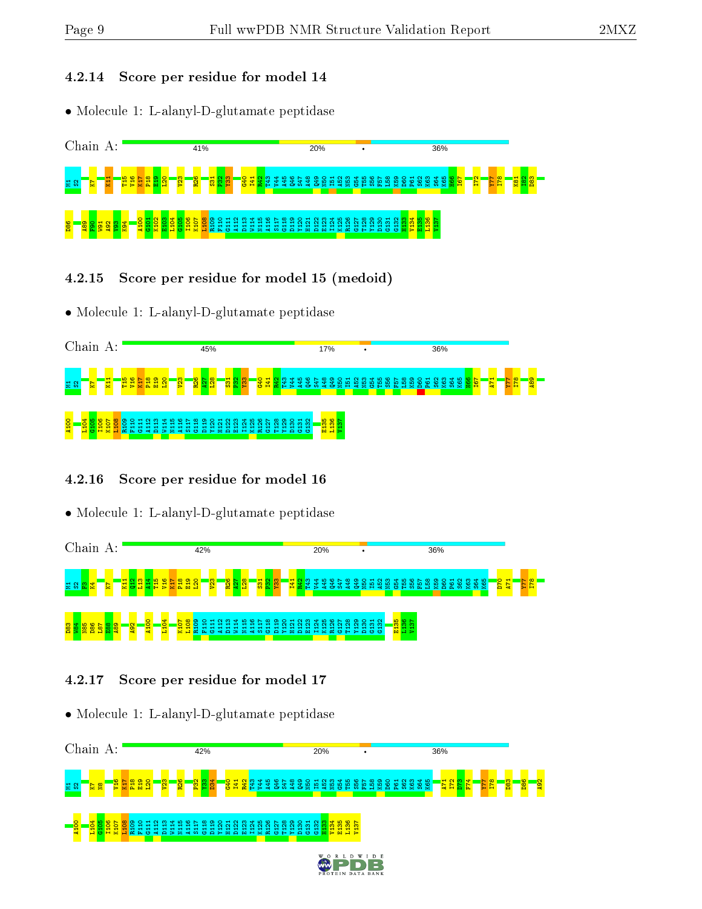### 4.2.14 Score per residue for model 14

- Molecule 1: L-alanyl-D-glutamate peptidase

Chain A: 41% 20% • 36%

M1 S2 K7 K11 T15 V16 K17 P18 E19 L20 V23 R26 S31 P32 Y33 G40 I41 R42 T43 V44 A45 Q46 S47 A48 Q49 N50 I51 A52 N53 G54 T55 S56 F57 L58 K59 D60 P61 S62 K63 S64 K65 H66 I67 I72 Y77 I78 K81 I82 D83 D86 A89 F90 W91 A92 V93 K94 A100 G101 K102 E103 L104 G105 I106 K107 L108 R109 F110 G111 A112 D113 W114 N115 A116 S117 G118 D119 Y120 H121 D122 E123 I124 K125 R126 G127 T128 Y129 D130 G131 G132 H133 V134 E135 L136 V137

### 4.2.15 Score per residue for model 15 (medoid)

- Molecule 1: L-alanyl-D-glutamate peptidase

Chain A: 45% 17% • 36%

M1 S2 K7 K11 T15 V16 K17 P18 E19 L20 V23 R26 A27 L28 S31 P32 Y33 G40 I41 R42 T43 V44 A45 Q46 S47 A48 Q49 N50 I51 A52 N53 G54 T55 S56 F57 L58 K59 D60 P61 S62 K63 S64 K65 H66 I67 A71 Y77 I78 A89 A100 L104 G105 I106 K107 L108 R109 F110 G111 A112 D113 W114 N115 A116 S117 G118 D119 Y120 H121 D122 E123 I124 K125 R126 G127 T128 Y129 D130 G131 G132 E135 L136 V137

### 4.2.16 Score per residue for model 16

- Molecule 1: L-alanyl-D-glutamate peptidase

Chain A: 42% 20% • 36%

M1 S2 F3 K4 K7 K11 Q12 L13 A14 T15 V16 K17 P18 E19 L20 V23 R26 A27 L28 S31 P32 Y33 I41 R42 T43 V44 A45 Q46 S47 A48 Q49 N50 I51 A52 N53 G54 T55 S56 F57 L58 K59 D60 P61 S62 K63 S64 K65 D70 A71 Y77 I78 D83 N84 N85 D86 L87 E88 A89 A92 A100 L104 K107 L108 R109 F110 G111 A112 D113 W114 N115 A116 S117 G118 D119 Y120 H121 D122 E123 I124 K125 R126 G127 T128 Y129 D130 G131 G132 E135 L136 V137

### 4.2.17 Score per residue for model 17

- Molecule 1: L-alanyl-D-glutamate peptidase

Chain A: 42% 20% • 36%

M1 S2 K7 N8 V16 K17 P18 E19 L20 V23 R26 P32 Y33 D34 G40 I41 R42 T43 V44 A45 Q46 S47 A48 Q49 N50 I51 A52 N53 G54 T55 S56 F57 L58 K59 D60 P61 S62 K63 S64 K65 A71 I72 D73 F74 Y77 I78 D83 D86 A92 A100 L104 G105 I106 K107 L108 R109 F110 G111 A112 D113 W114 N115 A116 S117 G118 D119 Y120 H121 D122 E123 I124 K125 R126 G127 T128 Y129 D130 G131 G132 H133 V134 E135 L136 V137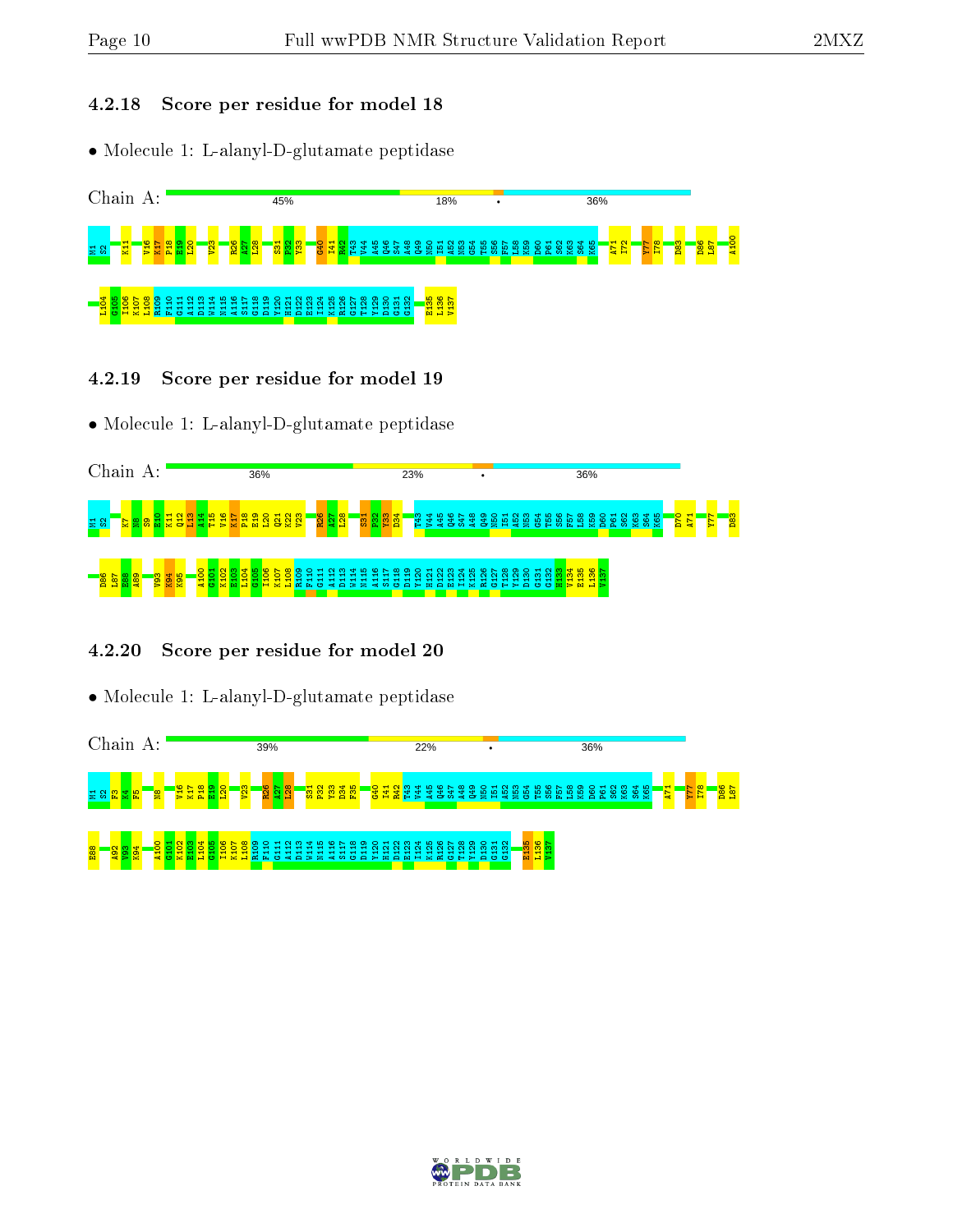### 4.2.18 Score per residue for model 18

- Molecule 1: L-alanyl-D-glutamate peptidase

Chain A: 45% 18% • 36%

M1 S2 K11 V16 K17 P18 E19 L20 V23 R26 A27 L28 S31 P32 Y33 G40 I41 R42 T43 V44 A45 Q46 S47 A48 Q49 N50 I51 A52 N53 G54 T55 S56 F57 L58 K59 D60 P61 S62 K63 S64 K65 A71 I72 Y77 I78 D83 D86 L87 A100

L104 G105 I106 K107 L108 R109 F110 G111 A112 D113 W114 N115 A116 S117 G118 D119 Y120 H121 D122 E123 I124 K125 R126 G127 T128 Y129 D130 G131 G132 E135 L136 V137

### 4.2.19 Score per residue for model 19

- Molecule 1: L-alanyl-D-glutamate peptidase

Chain A: 36% 23% • 36%

M1 S2 K7 N8 S9 E10 K11 Q12 L13 A14 T15 V16 K17 P18 E19 L20 Q21 K22 V23 R26 A27 L28 S31 P32 Y33 D34 T43 V44 A45 Q46 S47 A48 Q49 N50 I51 A52 N53 G54 T55 S56 F57 L58 K59 D60 P61 S62 K63 S64 K65 D70 A71 Y77 D83

D86 L87 E88 A89 V93 K94 K95 A100 G101 K102 E103 L104 G105 I106 K107 L108 R109 F110 G111 A112 D113 W114 N115 A116 S117 G118 D119 Y120 H121 D122 E123 I124 K125 R126 G127 T128 Y129 D130 G131 G132 H133 V134 E135 L136 V137

### 4.2.20 Score per residue for model 20

- Molecule 1: L-alanyl-D-glutamate peptidase

Chain A: 39% 22% • 36%

M1 S2 F3 K4 F5 N8 V16 K17 P18 E19 L20 V23 R26 A27 L28 S31 P32 Y33 D34 F35 G40 I41 R42 T43 V44 A45 Q46 S47 A48 Q49 N50 I51 A52 N53 G54 T55 S56 F57 L58 K59 D60 P61 S62 K63 S64 K65 A71 Y77 I78 D86 L87

E88 A92 V93 K94 A100 G101 K102 E103 L104 G105 I106 K107 L108 R109 F110 G111 A112 D113 W114 N115 A116 S117 G118 D119 Y120 H121 D122 E123 I124 K125 R126 G127 T128 Y129 D130 G131 G132 E135 L136 V137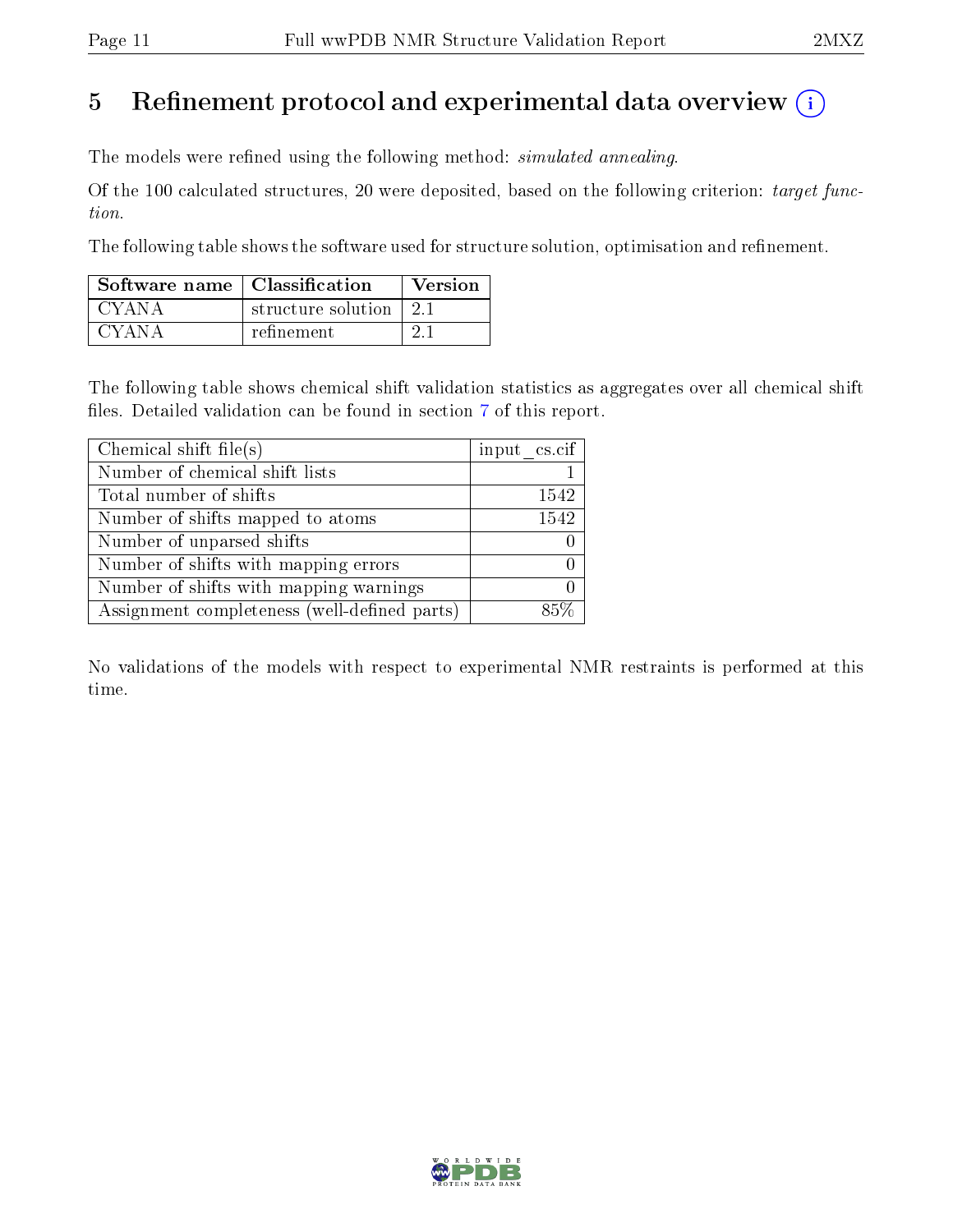# 5 Refinement protocol and experimental data overview (i)

The models were refined using the following method: *simulated annealing*.

Of the 100 calculated structures, 20 were deposited, based on the following criterion: *target function*.

The following table shows the software used for structure solution, optimisation and refinement.

| Software name | Classification | Version |
| --- | --- | --- |
| CYANA | structure solution | 2.1 |
| CYANA | refinement | 2.1 |

The following table shows chemical shift validation statistics as aggregates over all chemical shift files. Detailed validation can be found in section 7 of this report.

| Chemical shift file(s) | input_cs.cif |
| --- | --- |
| Number of chemical shift lists | 1 |
| Total number of shifts | 1542 |
| Number of shifts mapped to atoms | 1542 |
| Number of unparsed shifts | 0 |
| Number of shifts with mapping errors | 0 |
| Number of shifts with mapping warnings | 0 |
| Assignment completeness (well-defined parts) | 85% |

No validations of the models with respect to experimental NMR restraints is performed at this time.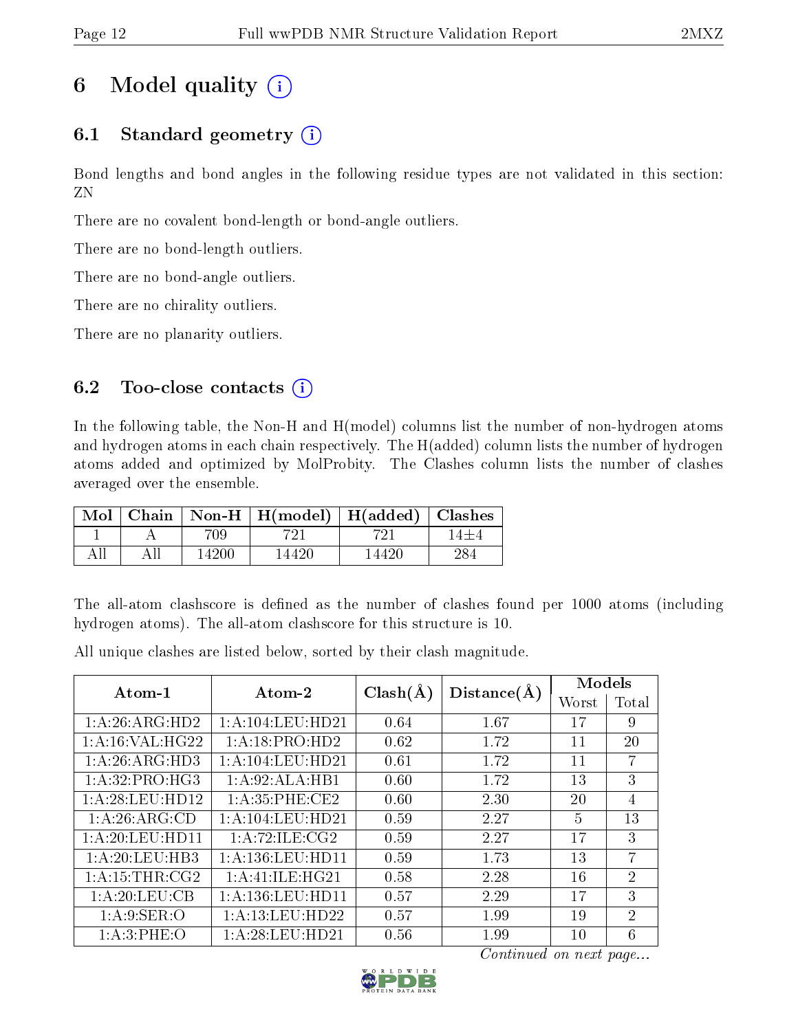# 6 Model quality

## 6.1 Standard geometry

Bond lengths and bond angles in the following residue types are not validated in this section: ZN

There are no covalent bond-length or bond-angle outliers.

There are no bond-length outliers.

There are no bond-angle outliers.

There are no chirality outliers.

There are no planarity outliers.

## 6.2 Too-close contacts

In the following table, the Non-H and H(model) columns list the number of non-hydrogen atoms and hydrogen atoms in each chain respectively. The H(added) column lists the number of hydrogen atoms added and optimized by MolProbity. The Clashes column lists the number of clashes averaged over the ensemble.

| Mol | Chain | Non-H | H(model) | H(added) | Clashes |
|---|---|---|---|---|---|
| 1 | A | 709 | 721 | 721 | 14±4 |
| All | All | 14200 | 14420 | 14420 | 284 |

The all-atom clashscore is defined as the number of clashes found per 1000 atoms (including hydrogen atoms). The all-atom clashscore for this structure is 10.

All unique clashes are listed below, sorted by their clash magnitude.

| Atom-1 | Atom-2 | Clash(Å) | Distance(Å) | Models | |
|---|---|---|---|---|---|
| | | | | Worst | Total |
| 1:A:26:ARG:HD2 | 1:A:104:LEU:HD21 | 0.64 | 1.67 | 17 | 9 |
| 1:A:16:VAL:HG22 | 1:A:18:PRO:HD2 | 0.62 | 1.72 | 11 | 20 |
| 1:A:26:ARG:HD3 | 1:A:104:LEU:HD21 | 0.61 | 1.72 | 11 | 7 |
| 1:A:32:PRO:HG3 | 1:A:92:ALA:HB1 | 0.60 | 1.72 | 13 | 3 |
| 1:A:28:LEU:HD12 | 1:A:35:PHE:CE2 | 0.60 | 2.30 | 20 | 4 |
| 1:A:26:ARG:CD | 1:A:104:LEU:HD21 | 0.59 | 2.27 | 5 | 13 |
| 1:A:20:LEU:HD11 | 1:A:72:ILE:CG2 | 0.59 | 2.27 | 17 | 3 |
| 1:A:20:LEU:HB3 | 1:A:136:LEU:HD11 | 0.59 | 1.73 | 13 | 7 |
| 1:A:15:THR:CG2 | 1:A:41:ILE:HG21 | 0.58 | 2.28 | 16 | 2 |
| 1:A:20:LEU:CB | 1:A:136:LEU:HD11 | 0.57 | 2.29 | 17 | 3 |
| 1:A:9:SER:O | 1:A:13:LEU:HD22 | 0.57 | 1.99 | 19 | 2 |
| 1:A:3:PHE:O | 1:A:28:LEU:HD21 | 0.56 | 1.99 | 10 | 6 |

*Continued on next page...*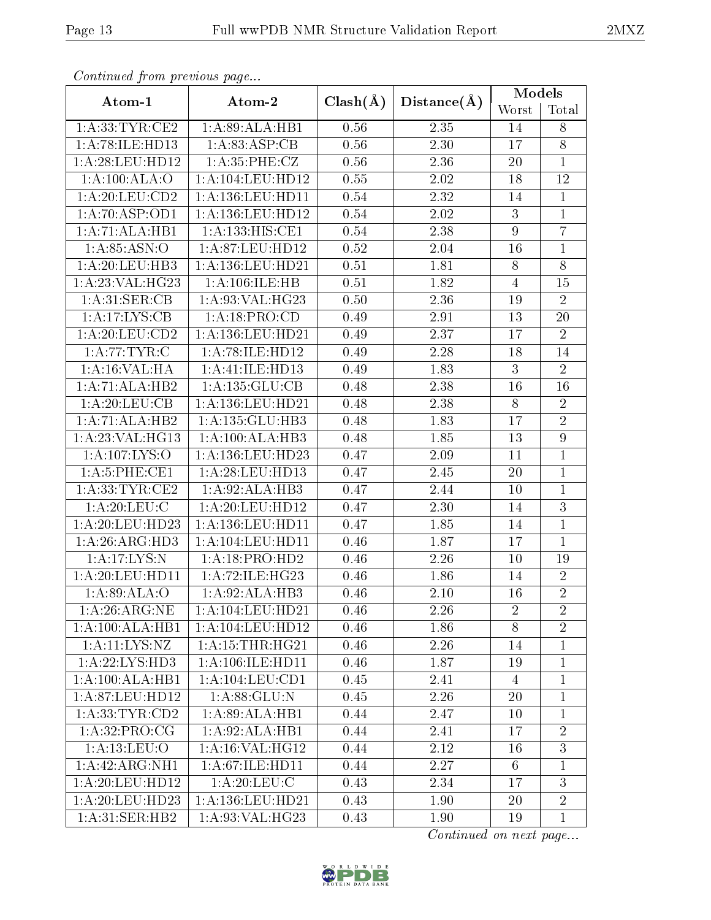*Continued from previous page...*

| Atom-1 | Atom-2 | Clash(Å) | Distance(Å) | Models | |
|---|---|---|---|---|---|
| | | | | Worst | Total |
| 1:A:33:TYR:CE2 | 1:A:89:ALA:HB1 | 0.56 | 2.35 | 14 | 8 |
| 1:A:78:ILE:HD13 | 1:A:83:ASP:CB | 0.56 | 2.30 | 17 | 8 |
| 1:A:28:LEU:HD12 | 1:A:35:PHE:CZ | 0.56 | 2.36 | 20 | 1 |
| 1:A:100:ALA:O | 1:A:104:LEU:HD12 | 0.55 | 2.02 | 18 | 12 |
| 1:A:20:LEU:CD2 | 1:A:136:LEU:HD11 | 0.54 | 2.32 | 14 | 1 |
| 1:A:70:ASP:OD1 | 1:A:136:LEU:HD12 | 0.54 | 2.02 | 3 | 1 |
| 1:A:71:ALA:HB1 | 1:A:133:HIS:CE1 | 0.54 | 2.38 | 9 | 7 |
| 1:A:85:ASN:O | 1:A:87:LEU:HD12 | 0.52 | 2.04 | 16 | 1 |
| 1:A:20:LEU:HB3 | 1:A:136:LEU:HD21 | 0.51 | 1.81 | 8 | 8 |
| 1:A:23:VAL:HG23 | 1:A:106:ILE:HB | 0.51 | 1.82 | 4 | 15 |
| 1:A:31:SER:CB | 1:A:93:VAL:HG23 | 0.50 | 2.36 | 19 | 2 |
| 1:A:17:LYS:CB | 1:A:18:PRO:CD | 0.49 | 2.91 | 13 | 20 |
| 1:A:20:LEU:CD2 | 1:A:136:LEU:HD21 | 0.49 | 2.37 | 17 | 2 |
| 1:A:77:TYR:C | 1:A:78:ILE:HD12 | 0.49 | 2.28 | 18 | 14 |
| 1:A:16:VAL:HA | 1:A:41:ILE:HD13 | 0.49 | 1.83 | 3 | 2 |
| 1:A:71:ALA:HB2 | 1:A:135:GLU:CB | 0.48 | 2.38 | 16 | 16 |
| 1:A:20:LEU:CB | 1:A:136:LEU:HD21 | 0.48 | 2.38 | 8 | 2 |
| 1:A:71:ALA:HB2 | 1:A:135:GLU:HB3 | 0.48 | 1.83 | 17 | 2 |
| 1:A:23:VAL:HG13 | 1:A:100:ALA:HB3 | 0.48 | 1.85 | 13 | 9 |
| 1:A:107:LYS:O | 1:A:136:LEU:HD23 | 0.47 | 2.09 | 11 | 1 |
| 1:A:5:PHE:CE1 | 1:A:28:LEU:HD13 | 0.47 | 2.45 | 20 | 1 |
| 1:A:33:TYR:CE2 | 1:A:92:ALA:HB3 | 0.47 | 2.44 | 10 | 1 |
| 1:A:20:LEU:C | 1:A:20:LEU:HD12 | 0.47 | 2.30 | 14 | 3 |
| 1:A:20:LEU:HD23 | 1:A:136:LEU:HD11 | 0.47 | 1.85 | 14 | 1 |
| 1:A:26:ARG:HD3 | 1:A:104:LEU:HD11 | 0.46 | 1.87 | 17 | 1 |
| 1:A:17:LYS:N | 1:A:18:PRO:HD2 | 0.46 | 2.26 | 10 | 19 |
| 1:A:20:LEU:HD11 | 1:A:72:ILE:HG23 | 0.46 | 1.86 | 14 | 2 |
| 1:A:89:ALA:O | 1:A:92:ALA:HB3 | 0.46 | 2.10 | 16 | 2 |
| 1:A:26:ARG:NE | 1:A:104:LEU:HD21 | 0.46 | 2.26 | 2 | 2 |
| 1:A:100:ALA:HB1 | 1:A:104:LEU:HD12 | 0.46 | 1.86 | 8 | 2 |
| 1:A:11:LYS:NZ | 1:A:15:THR:HG21 | 0.46 | 2.26 | 14 | 1 |
| 1:A:22:LYS:HD3 | 1:A:106:ILE:HD11 | 0.46 | 1.87 | 19 | 1 |
| 1:A:100:ALA:HB1 | 1:A:104:LEU:CD1 | 0.45 | 2.41 | 4 | 1 |
| 1:A:87:LEU:HD12 | 1:A:88:GLU:N | 0.45 | 2.26 | 20 | 1 |
| 1:A:33:TYR:CD2 | 1:A:89:ALA:HB1 | 0.44 | 2.47 | 10 | 1 |
| 1:A:32:PRO:CG | 1:A:92:ALA:HB1 | 0.44 | 2.41 | 17 | 2 |
| 1:A:13:LEU:O | 1:A:16:VAL:HG12 | 0.44 | 2.12 | 16 | 3 |
| 1:A:42:ARG:NH1 | 1:A:67:ILE:HD11 | 0.44 | 2.27 | 6 | 1 |
| 1:A:20:LEU:HD12 | 1:A:20:LEU:C | 0.43 | 2.34 | 17 | 3 |
| 1:A:20:LEU:HD23 | 1:A:136:LEU:HD21 | 0.43 | 1.90 | 20 | 2 |
| 1:A:31:SER:HB2 | 1:A:93:VAL:HG23 | 0.43 | 1.90 | 19 | 1 |

*Continued on next page...*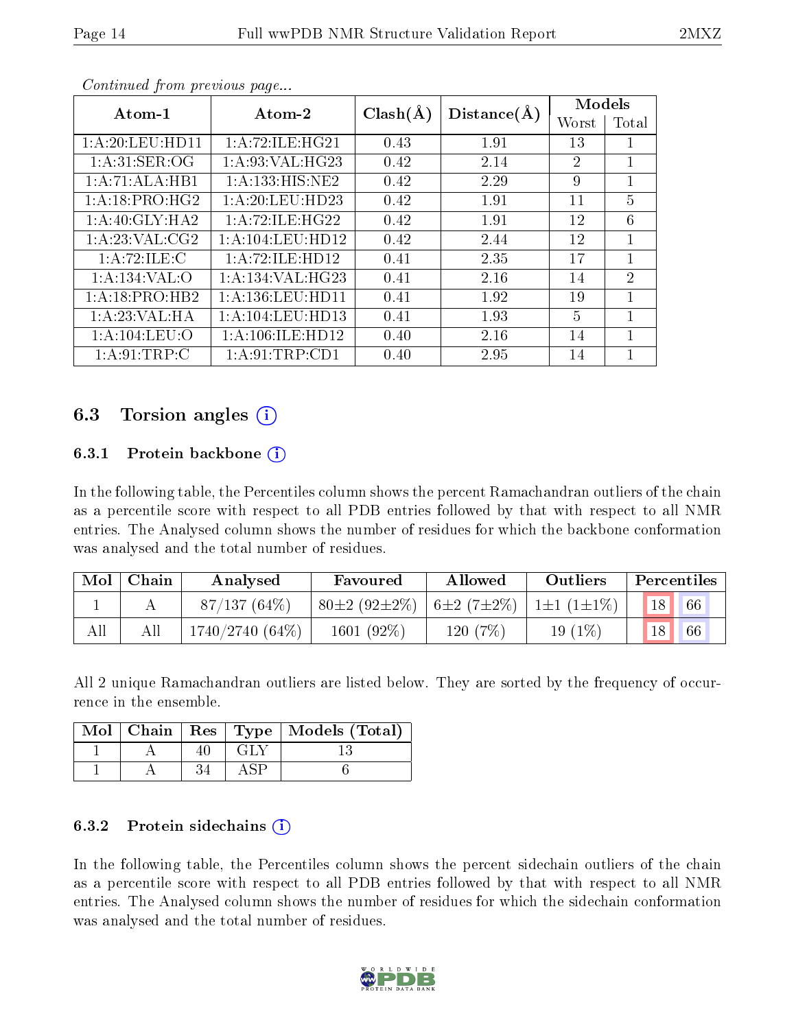*Continued from previous page...*

| Atom-1 | Atom-2 | Clash(Å) | Distance(Å) | Models | |
|---|---|---|---|---|---|
| | | | | Worst | Total |
| 1:A:20:LEU:HD11 | 1:A:72:ILE:HG21 | 0.43 | 1.91 | 13 | 1 |
| 1:A:31:SER:OG | 1:A:93:VAL:HG23 | 0.42 | 2.14 | 2 | 1 |
| 1:A:71:ALA:HB1 | 1:A:133:HIS:NE2 | 0.42 | 2.29 | 9 | 1 |
| 1:A:18:PRO:HG2 | 1:A:20:LEU:HD23 | 0.42 | 1.91 | 11 | 5 |
| 1:A:40:GLY:HA2 | 1:A:72:ILE:HG22 | 0.42 | 1.91 | 12 | 6 |
| 1:A:23:VAL:CG2 | 1:A:104:LEU:HD12 | 0.42 | 2.44 | 12 | 1 |
| 1:A:72:ILE:C | 1:A:72:ILE:HD12 | 0.41 | 2.35 | 17 | 1 |
| 1:A:134:VAL:O | 1:A:134:VAL:HG23 | 0.41 | 2.16 | 14 | 2 |
| 1:A:18:PRO:HB2 | 1:A:136:LEU:HD11 | 0.41 | 1.92 | 19 | 1 |
| 1:A:23:VAL:HA | 1:A:104:LEU:HD13 | 0.41 | 1.93 | 5 | 1 |
| 1:A:104:LEU:O | 1:A:106:ILE:HD12 | 0.40 | 2.16 | 14 | 1 |
| 1:A:91:TRP:C | 1:A:91:TRP:CD1 | 0.40 | 2.95 | 14 | 1 |

### 6.3 Torsion angles (i)

#### 6.3.1 Protein backbone (i)

In the following table, the Percentiles column shows the percent Ramachandran outliers of the chain as a percentile score with respect to all PDB entries followed by that with respect to all NMR entries. The Analysed column shows the number of residues for which the backbone conformation was analysed and the total number of residues.

| Mol | Chain | Analysed | Favoured | Allowed | Outliers | Percentiles | |
|---|---|---|---|---|---|---|---|
| 1 | A | 87/137 (64%) | 80±2 (92±2%) | 6±2 (7±2%) | 1±1 (1±1%) | 18 | 66 |
| All | All | 1740/2740 (64%) | 1601 (92%) | 120 (7%) | 19 (1%) | 18 | 66 |

All 2 unique Ramachandran outliers are listed below. They are sorted by the frequency of occurrence in the ensemble.

| Mol | Chain | Res | Type | Models (Total) |
|---|---|---|---|---|
| 1 | A | 40 | GLY | 13 |
| 1 | A | 34 | ASP | 6 |

#### 6.3.2 Protein sidechains (i)

In the following table, the Percentiles column shows the percent sidechain outliers of the chain as a percentile score with respect to all PDB entries followed by that with respect to all NMR entries. The Analysed column shows the number of residues for which the sidechain conformation was analysed and the total number of residues.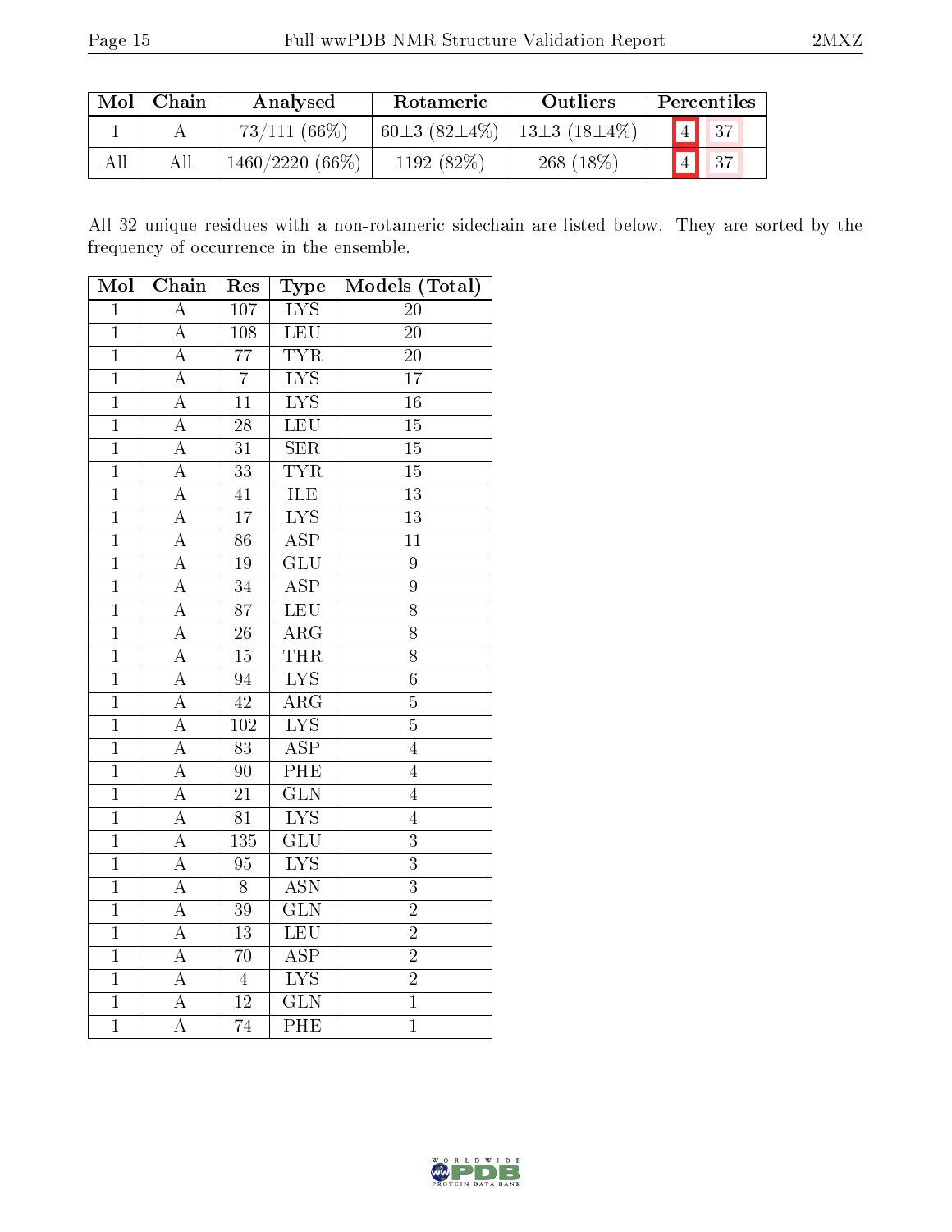| Mol | Chain | Analysed | Rotameric | Outliers | Percentiles | |
|---|---|---|---|---|---|---|
| 1 | A | 73/111 (66%) | 60±3 (82±4%) | 13±3 (18±4%) | 4 | 37 |
| All | All | 1460/2220 (66%) | 1192 (82%) | 268 (18%) | 4 | 37 |

All 32 unique residues with a non-rotameric sidechain are listed below. They are sorted by the frequency of occurrence in the ensemble.

| Mol | Chain | Res | Type | Models (Total) |
|---|---|---|---|---|
| 1 | A | 107 | LYS | 20 |
| 1 | A | 108 | LEU | 20 |
| 1 | A | 77 | TYR | 20 |
| 1 | A | 7 | LYS | 17 |
| 1 | A | 11 | LYS | 16 |
| 1 | A | 28 | LEU | 15 |
| 1 | A | 31 | SER | 15 |
| 1 | A | 33 | TYR | 15 |
| 1 | A | 41 | ILE | 13 |
| 1 | A | 17 | LYS | 13 |
| 1 | A | 86 | ASP | 11 |
| 1 | A | 19 | GLU | 9 |
| 1 | A | 34 | ASP | 9 |
| 1 | A | 87 | LEU | 8 |
| 1 | A | 26 | ARG | 8 |
| 1 | A | 15 | THR | 8 |
| 1 | A | 94 | LYS | 6 |
| 1 | A | 42 | ARG | 5 |
| 1 | A | 102 | LYS | 5 |
| 1 | A | 83 | ASP | 4 |
| 1 | A | 90 | PHE | 4 |
| 1 | A | 21 | GLN | 4 |
| 1 | A | 81 | LYS | 4 |
| 1 | A | 135 | GLU | 3 |
| 1 | A | 95 | LYS | 3 |
| 1 | A | 8 | ASN | 3 |
| 1 | A | 39 | GLN | 2 |
| 1 | A | 13 | LEU | 2 |
| 1 | A | 70 | ASP | 2 |
| 1 | A | 4 | LYS | 2 |
| 1 | A | 12 | GLN | 1 |
| 1 | A | 74 | PHE | 1 |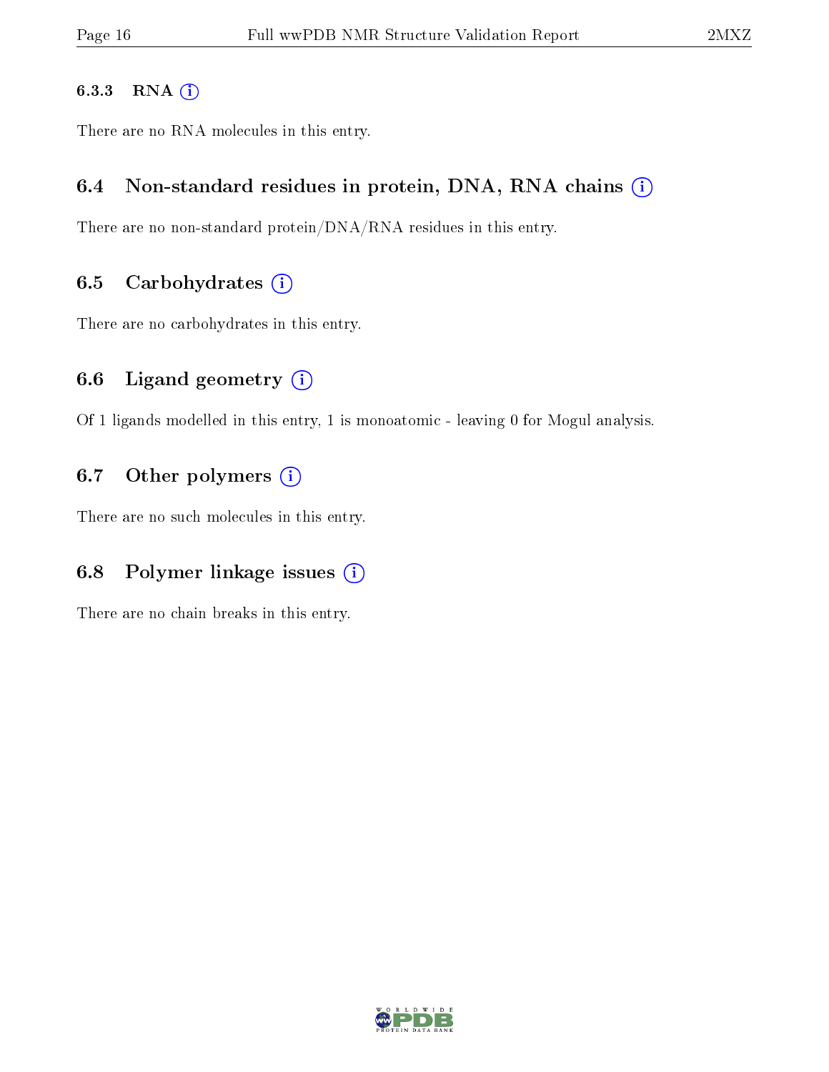#### 6.3.3 RNA

There are no RNA molecules in this entry.

### 6.4 Non-standard residues in protein, DNA, RNA chains

There are no non-standard protein/DNA/RNA residues in this entry.

### 6.5 Carbohydrates

There are no carbohydrates in this entry.

### 6.6 Ligand geometry

Of 1 ligands modelled in this entry, 1 is monoatomic - leaving 0 for Mogul analysis.

### 6.7 Other polymers

There are no such molecules in this entry.

### 6.8 Polymer linkage issues

There are no chain breaks in this entry.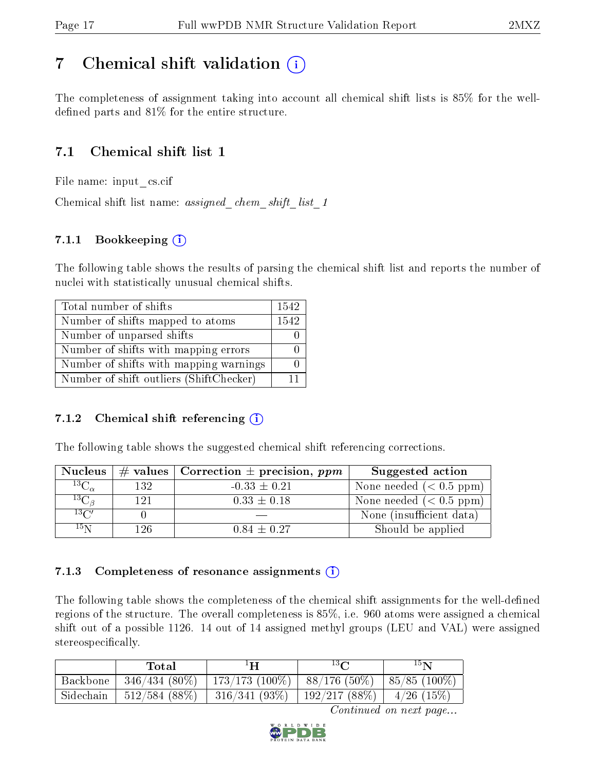# 7 Chemical shift validation (i)

The completeness of assignment taking into account all chemical shift lists is 85% for the well-defined parts and 81% for the entire structure.

## 7.1 Chemical shift list 1

File name: input_cs.cif

Chemical shift list name: *assigned_chem_shift_list_1*

### 7.1.1 Bookkeeping (i)

The following table shows the results of parsing the chemical shift list and reports the number of nuclei with statistically unusual chemical shifts.

| | |
|---|---|
| Total number of shifts | 1542 |
| Number of shifts mapped to atoms | 1542 |
| Number of unparsed shifts | 0 |
| Number of shifts with mapping errors | 0 |
| Number of shifts with mapping warnings | 0 |
| Number of shift outliers (ShiftChecker) | 11 |

### 7.1.2 Chemical shift referencing (i)

The following table shows the suggested chemical shift referencing corrections.

| Nucleus | # values | Correction ± precision, *ppm* | Suggested action |
|---|---|---|---|
| $^{13}C_{\alpha}$ | 132 | -0.33 ± 0.21 | None needed (< 0.5 ppm) |
| $^{13}C_{\beta}$ | 121 | 0.33 ± 0.18 | None needed (< 0.5 ppm) |
| $^{13}C'$ | 0 | — | None (insufficient data) |
| $^{15}N$ | 126 | 0.84 ± 0.27 | Should be applied |

### 7.1.3 Completeness of resonance assignments (i)

The following table shows the completeness of the chemical shift assignments for the well-defined regions of the structure. The overall completeness is 85%, i.e. 960 atoms were assigned a chemical shift out of a possible 1126. 14 out of 14 assigned methyl groups (LEU and VAL) were assigned stereospecifically.

| | Total | $^{1}H$ | $^{13}C$ | $^{15}N$ |
|---|---|---|---|---|
| Backbone | 346/434 (80%) | 173/173 (100%) | 88/176 (50%) | 85/85 (100%) |
| Sidechain | 512/584 (88%) | 316/341 (93%) | 192/217 (88%) | 4/26 (15%) |

*Continued on next page...*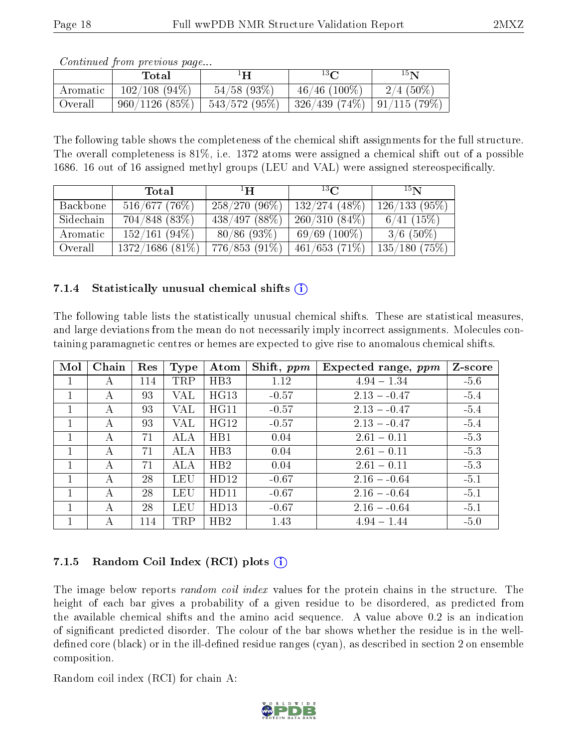*Continued from previous page...*

| | Total | $^{1}$H | $^{13}$C | $^{15}$N |
|---|---|---|---|---|
| Aromatic | 102/108 (94%) | 54/58 (93%) | 46/46 (100%) | 2/4 (50%) |
| Overall | 960/1126 (85%) | 543/572 (95%) | 326/439 (74%) | 91/115 (79%) |

The following table shows the completeness of the chemical shift assignments for the full structure. The overall completeness is 81%, i.e. 1372 atoms were assigned a chemical shift out of a possible 1686. 16 out of 16 assigned methyl groups (LEU and VAL) were assigned stereospecifically.

| | Total | $^{1}$H | $^{13}$C | $^{15}$N |
|---|---|---|---|---|
| Backbone | 516/677 (76%) | 258/270 (96%) | 132/274 (48%) | 126/133 (95%) |
| Sidechain | 704/848 (83%) | 438/497 (88%) | 260/310 (84%) | 6/41 (15%) |
| Aromatic | 152/161 (94%) | 80/86 (93%) | 69/69 (100%) | 3/6 (50%) |
| Overall | 1372/1686 (81%) | 776/853 (91%) | 461/653 (71%) | 135/180 (75%) |

### 7.1.4 Statistically unusual chemical shifts

The following table lists the statistically unusual chemical shifts. These are statistical measures, and large deviations from the mean do not necessarily imply incorrect assignments. Molecules containing paramagnetic centres or hemes are expected to give rise to anomalous chemical shifts.

| Mol | Chain | Res | Type | Atom | Shift, *ppm* | Expected range, *ppm* | Z-score |
|---|---|---|---|---|---|---|---|
| 1 | A | 114 | TRP | HB3 | 1.12 | 4.94 – 1.34 | -5.6 |
| 1 | A | 93 | VAL | HG13 | -0.57 | 2.13 – -0.47 | -5.4 |
| 1 | A | 93 | VAL | HG11 | -0.57 | 2.13 – -0.47 | -5.4 |
| 1 | A | 93 | VAL | HG12 | -0.57 | 2.13 – -0.47 | -5.4 |
| 1 | A | 71 | ALA | HB1 | 0.04 | 2.61 – 0.11 | -5.3 |
| 1 | A | 71 | ALA | HB3 | 0.04 | 2.61 – 0.11 | -5.3 |
| 1 | A | 71 | ALA | HB2 | 0.04 | 2.61 – 0.11 | -5.3 |
| 1 | A | 28 | LEU | HD12 | -0.67 | 2.16 – -0.64 | -5.1 |
| 1 | A | 28 | LEU | HD11 | -0.67 | 2.16 – -0.64 | -5.1 |
| 1 | A | 28 | LEU | HD13 | -0.67 | 2.16 – -0.64 | -5.1 |
| 1 | A | 114 | TRP | HB2 | 1.43 | 4.94 – 1.44 | -5.0 |

### 7.1.5 Random Coil Index (RCI) plots

The image below reports *random coil index* values for the protein chains in the structure. The height of each bar gives a probability of a given residue to be disordered, as predicted from the available chemical shifts and the amino acid sequence. A value above 0.2 is an indication of significant predicted disorder. The colour of the bar shows whether the residue is in the well-defined core (black) or in the ill-defined residue ranges (cyan), as described in section 2 on ensemble composition.

Random coil index (RCI) for chain A: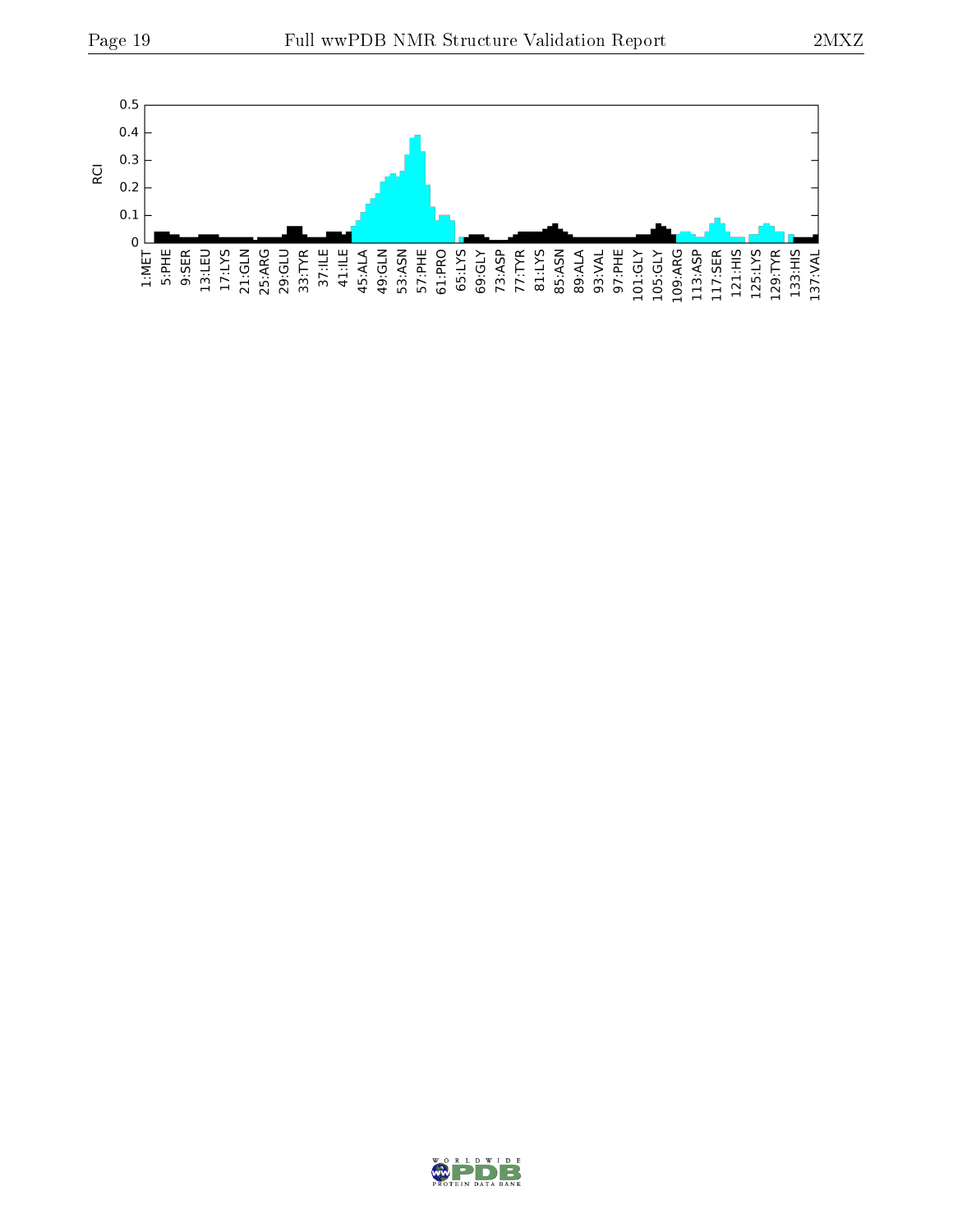0.5
0.4
0.3
0.2
0.1
0

RCI

1:MET 5:PHE 9:SER 13:LEU 17:LYS 21:GLN 25:ARG 29:GLU 33:TYR 37:ILE 41:ILE 45:ALA 49:GLN 53:ASN 57:PHE 61:PRO 65:LYS 69:GLY 73:ASP 77:TYR 81:LYS 85:ASN 89:ALA 93:VAL 97:PHE 101:GLY 105:GLY 109:ARG 113:ASP 117:SER 121:HIS 125:LYS 129:TYR 133:HIS 137:VAL